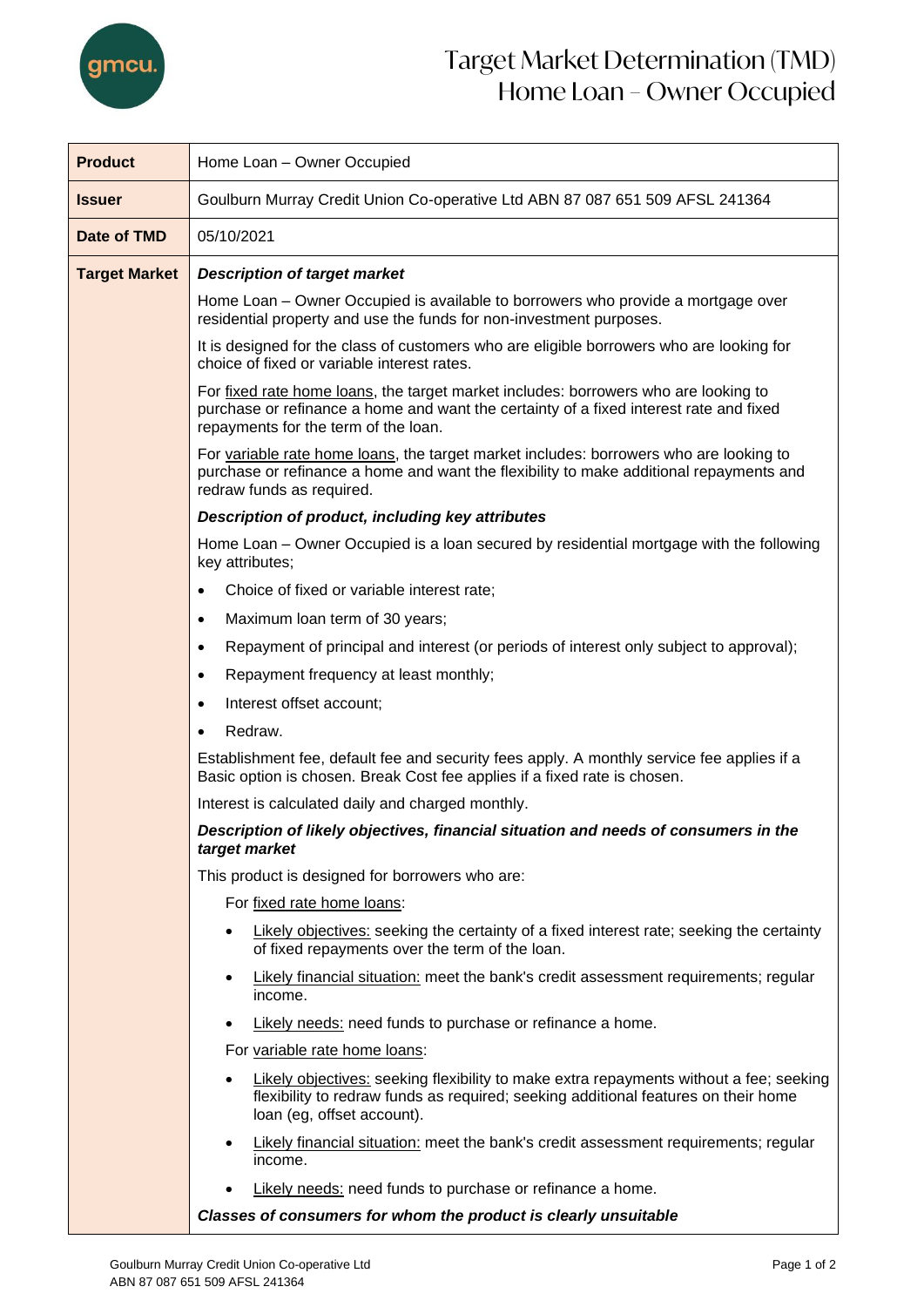# Target Market Determination (TMD) Home Loan – Owner Occupied

| **Product** | Home Loan – Owner Occupied |
|---|---|
| **Issuer** | Goulburn Murray Credit Union Co-operative Ltd ABN 87 087 651 509 AFSL 241364 |
| **Date of TMD** | 05/10/2021 |
| **Target Market** | ***Description of target market*** <br><br> Home Loan – Owner Occupied is available to borrowers who provide a mortgage over residential property and use the funds for non-investment purposes. <br><br> It is designed for the class of customers who are eligible borrowers who are looking for choice of fixed or variable interest rates. <br><br> For fixed rate home loans, the target market includes: borrowers who are looking to purchase or refinance a home and want the certainty of a fixed interest rate and fixed repayments for the term of the loan. <br><br> For variable rate home loans, the target market includes: borrowers who are looking to purchase or refinance a home and want the flexibility to make additional repayments and redraw funds as required. <br><br> ***Description of product, including key attributes*** <br><br> Home Loan – Owner Occupied is a loan secured by residential mortgage with the following key attributes; <br> • Choice of fixed or variable interest rate; <br> • Maximum loan term of 30 years; <br> • Repayment of principal and interest (or periods of interest only subject to approval); <br> • Repayment frequency at least monthly; <br> • Interest offset account; <br> • Redraw. <br><br> Establishment fee, default fee and security fees apply. A monthly service fee applies if a Basic option is chosen. Break Cost fee applies if a fixed rate is chosen. <br><br> Interest is calculated daily and charged monthly. <br><br> ***Description of likely objectives, financial situation and needs of consumers in the target market*** <br><br> This product is designed for borrowers who are: <br><br> For fixed rate home loans: <br> • Likely objectives: seeking the certainty of a fixed interest rate; seeking the certainty of fixed repayments over the term of the loan. <br> • Likely financial situation: meet the bank's credit assessment requirements; regular income. <br> • Likely needs: need funds to purchase or refinance a home. <br><br> For variable rate home loans: <br> • Likely objectives: seeking flexibility to make extra repayments without a fee; seeking flexibility to redraw funds as required; seeking additional features on their home loan (eg, offset account). <br> • Likely financial situation: meet the bank's credit assessment requirements; regular income. <br> • Likely needs: need funds to purchase or refinance a home. <br><br> ***Classes of consumers for whom the product is clearly unsuitable*** |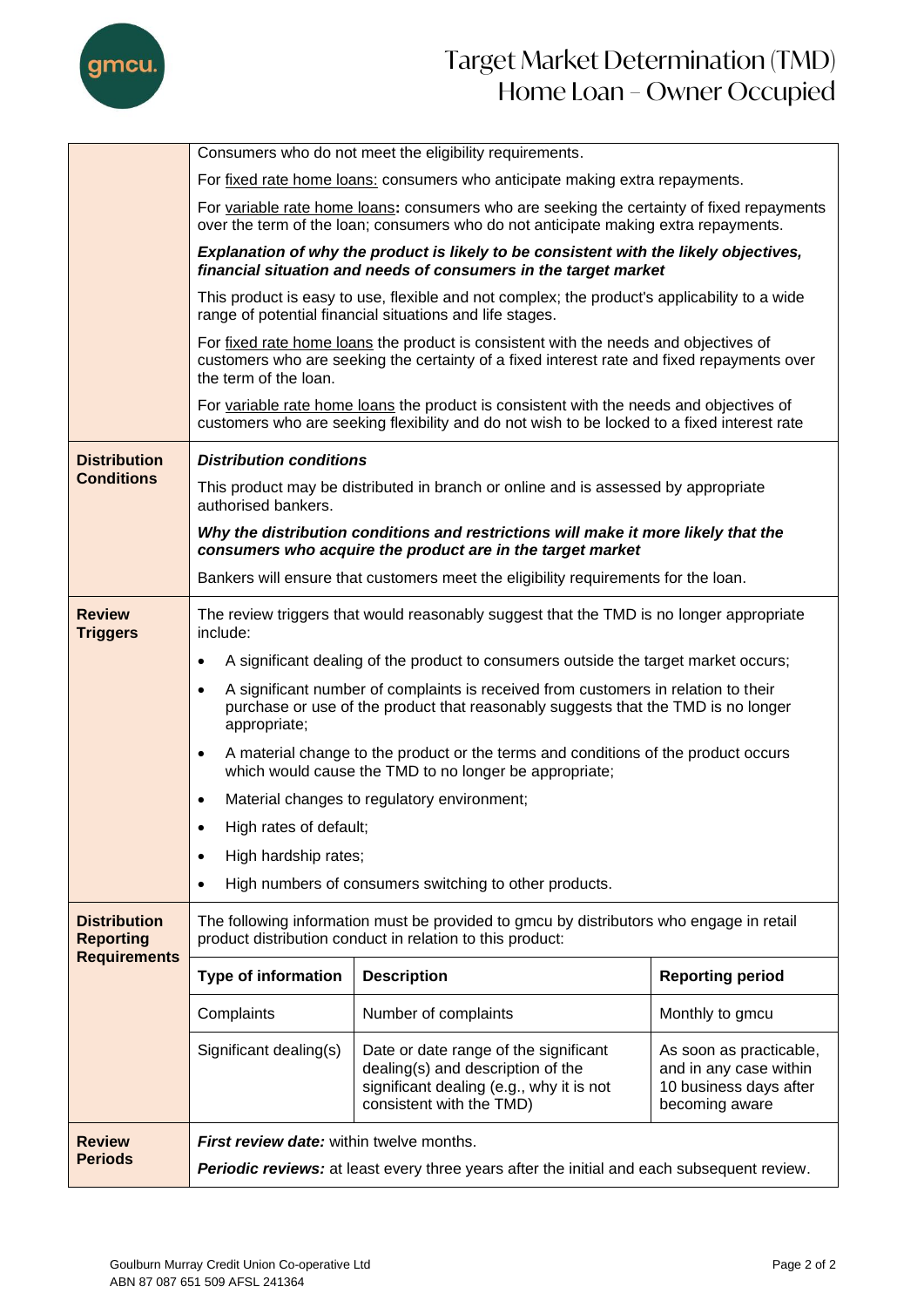| | | | |
|---|---|---|---|
| | Consumers who do not meet the eligibility requirements.<br>For fixed rate home loans: consumers who anticipate making extra repayments.<br>For variable rate home loans**:** consumers who are seeking the certainty of fixed repayments over the term of the loan; consumers who do not anticipate making extra repayments.<br>***Explanation of why the product is likely to be consistent with the likely objectives, financial situation and needs of consumers in the target market***<br>This product is easy to use, flexible and not complex; the product's applicability to a wide range of potential financial situations and life stages.<br>For fixed rate home loans the product is consistent with the needs and objectives of customers who are seeking the certainty of a fixed interest rate and fixed repayments over the term of the loan.<br>For variable rate home loans the product is consistent with the needs and objectives of customers who are seeking flexibility and do not wish to be locked to a fixed interest rate | | |
| **Distribution Conditions** | ***Distribution conditions***<br>This product may be distributed in branch or online and is assessed by appropriate authorised bankers.<br>***Why the distribution conditions and restrictions will make it more likely that the consumers who acquire the product are in the target market***<br>Bankers will ensure that customers meet the eligibility requirements for the loan. | | |
| **Review Triggers** | The review triggers that would reasonably suggest that the TMD is no longer appropriate include:<br>• A significant dealing of the product to consumers outside the target market occurs;<br>• A significant number of complaints is received from customers in relation to their purchase or use of the product that reasonably suggests that the TMD is no longer appropriate;<br>• A material change to the product or the terms and conditions of the product occurs which would cause the TMD to no longer be appropriate;<br>• Material changes to regulatory environment;<br>• High rates of default;<br>• High hardship rates;<br>• High numbers of consumers switching to other products. | | |
| **Distribution Reporting Requirements** | The following information must be provided to gmcu by distributors who engage in retail product distribution conduct in relation to this product: | | |
| | **Type of information** | **Description** | **Reporting period** |
| | Complaints | Number of complaints | Monthly to gmcu |
| | Significant dealing(s) | Date or date range of the significant dealing(s) and description of the significant dealing (e.g., why it is not consistent with the TMD) | As soon as practicable, and in any case within 10 business days after becoming aware |
| **Review Periods** | ***First review date:*** within twelve months.<br>***Periodic reviews:*** at least every three years after the initial and each subsequent review. | | |

Goulburn Murray Credit Union Co-operative Ltd
ABN 87 087 651 509 AFSL 241364